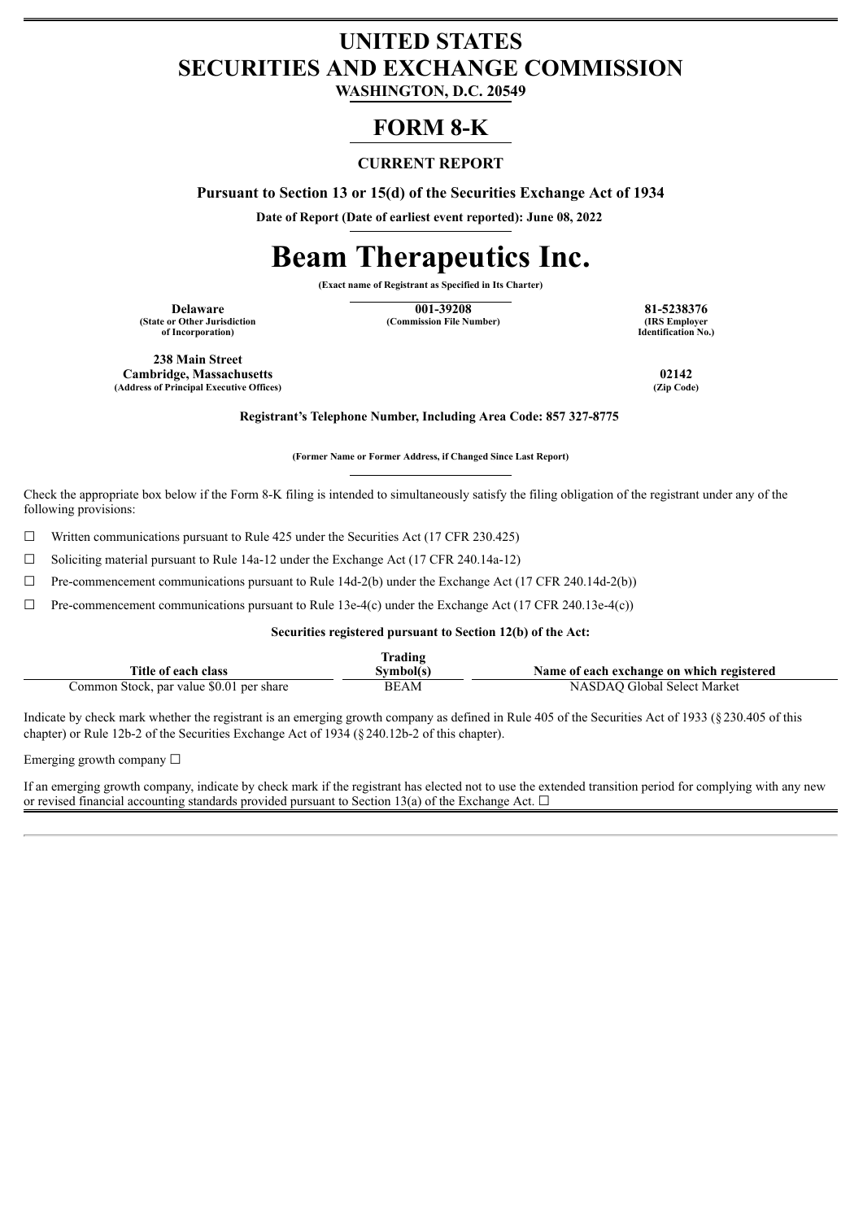# UNITED STATES
# SECURITIES AND EXCHANGE COMMISSION

**WASHINGTON, D.C. 20549**

# FORM 8-K

**CURRENT REPORT**

**Pursuant to Section 13 or 15(d) of the Securities Exchange Act of 1934**

**Date of Report (Date of earliest event reported): June 08, 2022**

# Beam Therapeutics Inc.

**(Exact name of Registrant as Specified in Its Charter)**

| | | |
|---|---|---|
| **Delaware** | **001-39208** | **81-5238376** |
| **(State or Other Jurisdiction of Incorporation)** | **(Commission File Number)** | **(IRS Employer Identification No.)** |

| | |
|---|---|
| **238 Main Street Cambridge, Massachusetts** | **02142** |
| **(Address of Principal Executive Offices)** | **(Zip Code)** |

**Registrant's Telephone Number, Including Area Code: 857 327-8775**

**(Former Name or Former Address, if Changed Since Last Report)**

Check the appropriate box below if the Form 8-K filing is intended to simultaneously satisfy the filing obligation of the registrant under any of the following provisions:

☐ Written communications pursuant to Rule 425 under the Securities Act (17 CFR 230.425)

☐ Soliciting material pursuant to Rule 14a-12 under the Exchange Act (17 CFR 240.14a-12)

☐ Pre-commencement communications pursuant to Rule 14d-2(b) under the Exchange Act (17 CFR 240.14d-2(b))

☐ Pre-commencement communications pursuant to Rule 13e-4(c) under the Exchange Act (17 CFR 240.13e-4(c))

**Securities registered pursuant to Section 12(b) of the Act:**

| Title of each class | Trading Symbol(s) | Name of each exchange on which registered |
|---|---|---|
| Common Stock, par value $0.01 per share | BEAM | NASDAQ Global Select Market |

Indicate by check mark whether the registrant is an emerging growth company as defined in Rule 405 of the Securities Act of 1933 (§230.405 of this chapter) or Rule 12b-2 of the Securities Exchange Act of 1934 (§240.12b-2 of this chapter).

Emerging growth company ☐

If an emerging growth company, indicate by check mark if the registrant has elected not to use the extended transition period for complying with any new or revised financial accounting standards provided pursuant to Section 13(a) of the Exchange Act. ☐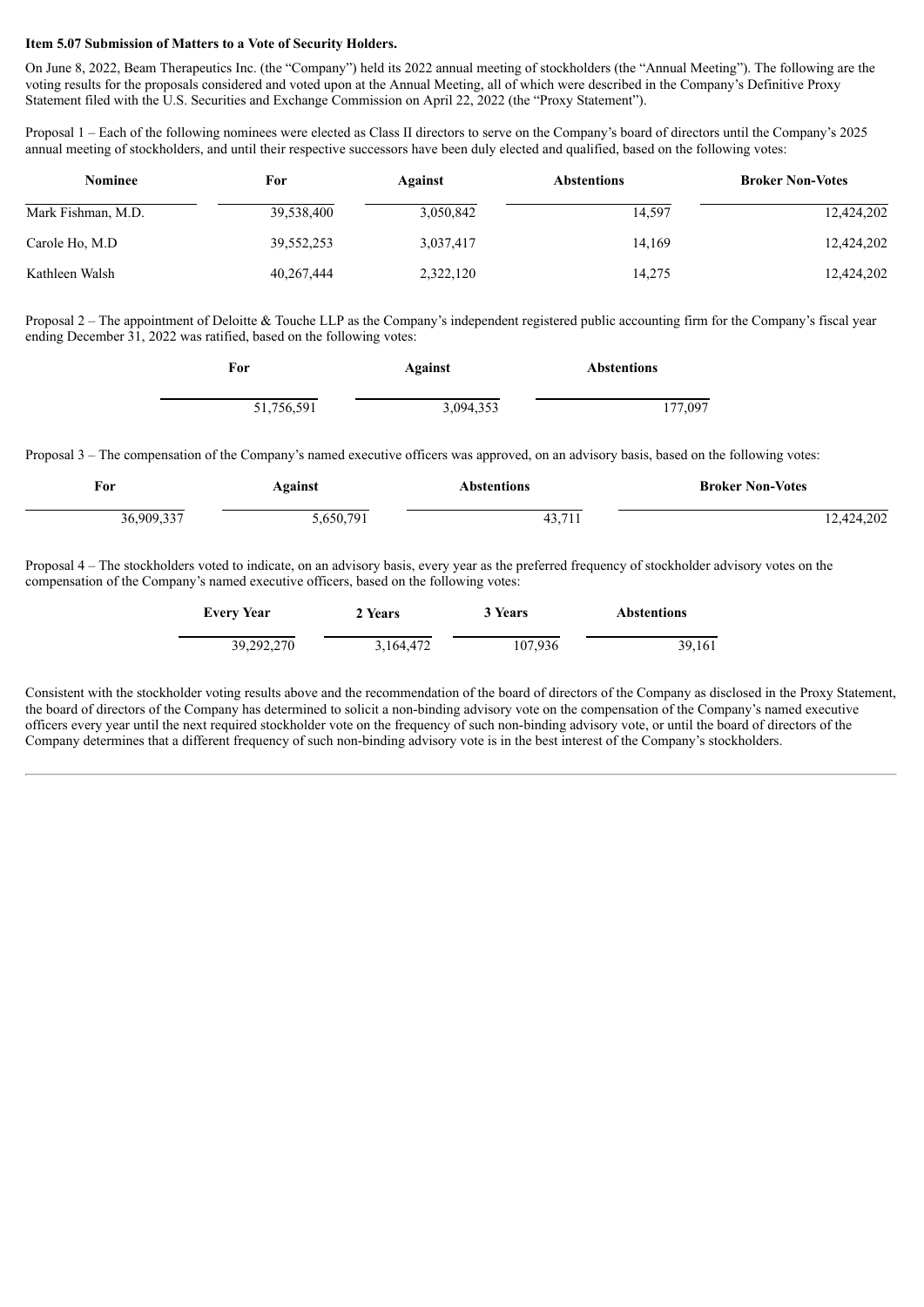**Item 5.07 Submission of Matters to a Vote of Security Holders.**

On June 8, 2022, Beam Therapeutics Inc. (the "Company") held its 2022 annual meeting of stockholders (the "Annual Meeting"). The following are the voting results for the proposals considered and voted upon at the Annual Meeting, all of which were described in the Company's Definitive Proxy Statement filed with the U.S. Securities and Exchange Commission on April 22, 2022 (the "Proxy Statement").

Proposal 1 – Each of the following nominees were elected as Class II directors to serve on the Company's board of directors until the Company's 2025 annual meeting of stockholders, and until their respective successors have been duly elected and qualified, based on the following votes:

| Nominee | For | Against | Abstentions | Broker Non-Votes |
|---|---|---|---|---|
| Mark Fishman, M.D. | 39,538,400 | 3,050,842 | 14,597 | 12,424,202 |
| Carole Ho, M.D | 39,552,253 | 3,037,417 | 14,169 | 12,424,202 |
| Kathleen Walsh | 40,267,444 | 2,322,120 | 14,275 | 12,424,202 |

Proposal 2 – The appointment of Deloitte & Touche LLP as the Company's independent registered public accounting firm for the Company's fiscal year ending December 31, 2022 was ratified, based on the following votes:

| For | Against | Abstentions |
|---|---|---|
| 51,756,591 | 3,094,353 | 177,097 |

Proposal 3 – The compensation of the Company's named executive officers was approved, on an advisory basis, based on the following votes:

| For | Against | Abstentions | Broker Non-Votes |
|---|---|---|---|
| 36,909,337 | 5,650,791 | 43,711 | 12,424,202 |

Proposal 4 – The stockholders voted to indicate, on an advisory basis, every year as the preferred frequency of stockholder advisory votes on the compensation of the Company's named executive officers, based on the following votes:

| Every Year | 2 Years | 3 Years | Abstentions |
|---|---|---|---|
| 39,292,270 | 3,164,472 | 107,936 | 39,161 |

Consistent with the stockholder voting results above and the recommendation of the board of directors of the Company as disclosed in the Proxy Statement, the board of directors of the Company has determined to solicit a non-binding advisory vote on the compensation of the Company's named executive officers every year until the next required stockholder vote on the frequency of such non-binding advisory vote, or until the board of directors of the Company determines that a different frequency of such non-binding advisory vote is in the best interest of the Company's stockholders.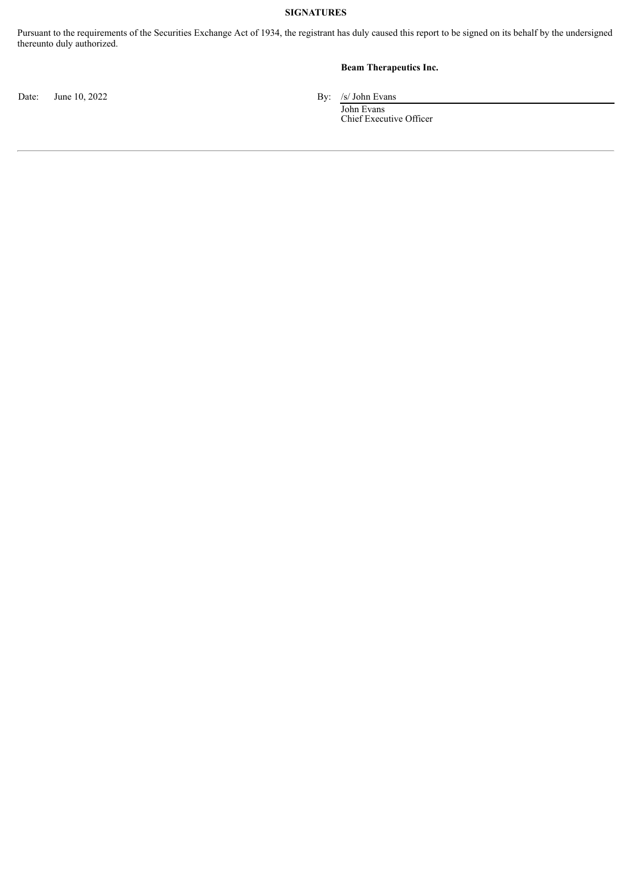**SIGNATURES**

Pursuant to the requirements of the Securities Exchange Act of 1934, the registrant has duly caused this report to be signed on its behalf by the undersigned thereunto duly authorized.

**Beam Therapeutics Inc.**

Date: June 10, 2022

By: /s/ John Evans
John Evans
Chief Executive Officer